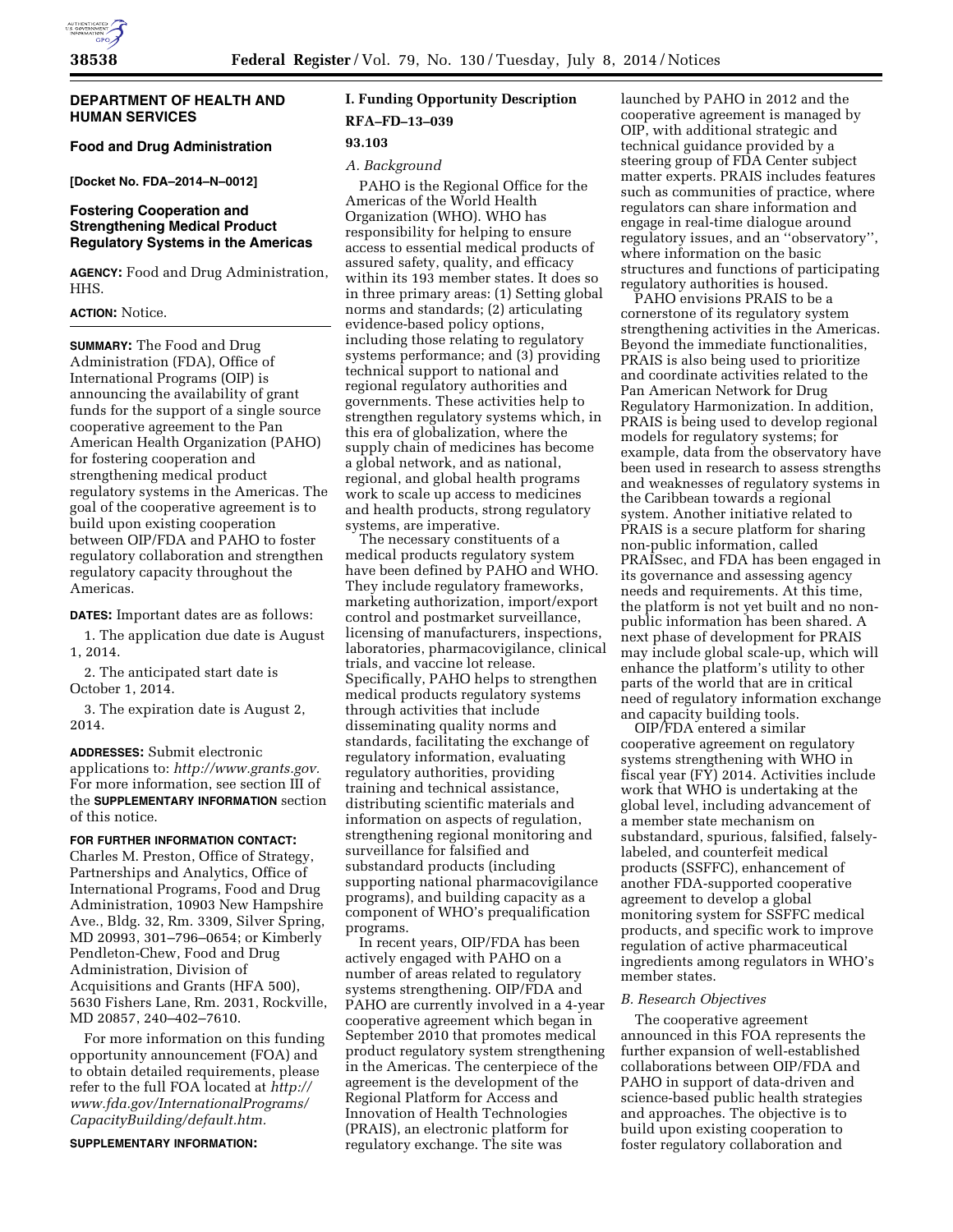## DEPARTMENT OF HEALTH AND HUMAN SERVICES

### Food and Drug Administration

**[Docket No. FDA–2014–N–0012]**

### Fostering Cooperation and Strengthening Medical Product Regulatory Systems in the Americas

**AGENCY:** Food and Drug Administration, HHS.

**ACTION:** Notice.

**SUMMARY:** The Food and Drug Administration (FDA), Office of International Programs (OIP) is announcing the availability of grant funds for the support of a single source cooperative agreement to the Pan American Health Organization (PAHO) for fostering cooperation and strengthening medical product regulatory systems in the Americas. The goal of the cooperative agreement is to build upon existing cooperation between OIP/FDA and PAHO to foster regulatory collaboration and strengthen regulatory capacity throughout the Americas.

**DATES:** Important dates are as follows:

1. The application due date is August 1, 2014.

2. The anticipated start date is October 1, 2014.

3. The expiration date is August 2, 2014.

**ADDRESSES:** Submit electronic applications to: *http://www.grants.gov.* For more information, see section III of the **SUPPLEMENTARY INFORMATION** section of this notice.

**FOR FURTHER INFORMATION CONTACT:** Charles M. Preston, Office of Strategy, Partnerships and Analytics, Office of International Programs, Food and Drug Administration, 10903 New Hampshire Ave., Bldg. 32, Rm. 3309, Silver Spring, MD 20993, 301–796–0654; or Kimberly Pendleton-Chew, Food and Drug Administration, Division of Acquisitions and Grants (HFA 500), 5630 Fishers Lane, Rm. 2031, Rockville, MD 20857, 240–402–7610.

For more information on this funding opportunity announcement (FOA) and to obtain detailed requirements, please refer to the full FOA located at *http://www.fda.gov/InternationalPrograms/CapacityBuilding/default.htm.*

**SUPPLEMENTARY INFORMATION:**

## I. Funding Opportunity Description

**RFA–FD–13–039**

**93.103**

### *A. Background*

PAHO is the Regional Office for the Americas of the World Health Organization (WHO). WHO has responsibility for helping to ensure access to essential medical products of assured safety, quality, and efficacy within its 193 member states. It does so in three primary areas: (1) Setting global norms and standards; (2) articulating evidence-based policy options, including those relating to regulatory systems performance; and (3) providing technical support to national and regional regulatory authorities and governments. These activities help to strengthen regulatory systems which, in this era of globalization, where the supply chain of medicines has become a global network, and as national, regional, and global health programs work to scale up access to medicines and health products, strong regulatory systems, are imperative.

The necessary constituents of a medical products regulatory system have been defined by PAHO and WHO. They include regulatory frameworks, marketing authorization, import/export control and postmarket surveillance, licensing of manufacturers, inspections, laboratories, pharmacovigilance, clinical trials, and vaccine lot release. Specifically, PAHO helps to strengthen medical products regulatory systems through activities that include disseminating quality norms and standards, facilitating the exchange of regulatory information, evaluating regulatory authorities, providing training and technical assistance, distributing scientific materials and information on aspects of regulation, strengthening regional monitoring and surveillance for falsified and substandard products (including supporting national pharmacovigilance programs), and building capacity as a component of WHO's prequalification programs.

In recent years, OIP/FDA has been actively engaged with PAHO on a number of areas related to regulatory systems strengthening. OIP/FDA and PAHO are currently involved in a 4-year cooperative agreement which began in September 2010 that promotes medical product regulatory system strengthening in the Americas. The centerpiece of the agreement is the development of the Regional Platform for Access and Innovation of Health Technologies (PRAIS), an electronic platform for regulatory exchange. The site was launched by PAHO in 2012 and the cooperative agreement is managed by OIP, with additional strategic and technical guidance provided by a steering group of FDA Center subject matter experts. PRAIS includes features such as communities of practice, where regulators can share information and engage in real-time dialogue around regulatory issues, and an ''observatory'', where information on the basic structures and functions of participating regulatory authorities is housed.

PAHO envisions PRAIS to be a cornerstone of its regulatory system strengthening activities in the Americas. Beyond the immediate functionalities, PRAIS is also being used to prioritize and coordinate activities related to the Pan American Network for Drug Regulatory Harmonization. In addition, PRAIS is being used to develop regional models for regulatory systems; for example, data from the observatory have been used in research to assess strengths and weaknesses of regulatory systems in the Caribbean towards a regional system. Another initiative related to PRAIS is a secure platform for sharing non-public information, called PRAISsec, and FDA has been engaged in its governance and assessing agency needs and requirements. At this time, the platform is not yet built and no non-public information has been shared. A next phase of development for PRAIS may include global scale-up, which will enhance the platform's utility to other parts of the world that are in critical need of regulatory information exchange and capacity building tools.

OIP/FDA entered a similar cooperative agreement on regulatory systems strengthening with WHO in fiscal year (FY) 2014. Activities include work that WHO is undertaking at the global level, including advancement of a member state mechanism on substandard, spurious, falsified, falsely-labeled, and counterfeit medical products (SSFFC), enhancement of another FDA-supported cooperative agreement to develop a global monitoring system for SSFFC medical products, and specific work to improve regulation of active pharmaceutical ingredients among regulators in WHO's member states.

### *B. Research Objectives*

The cooperative agreement announced in this FOA represents the further expansion of well-established collaborations between OIP/FDA and PAHO in support of data-driven and science-based public health strategies and approaches. The objective is to build upon existing cooperation to foster regulatory collaboration and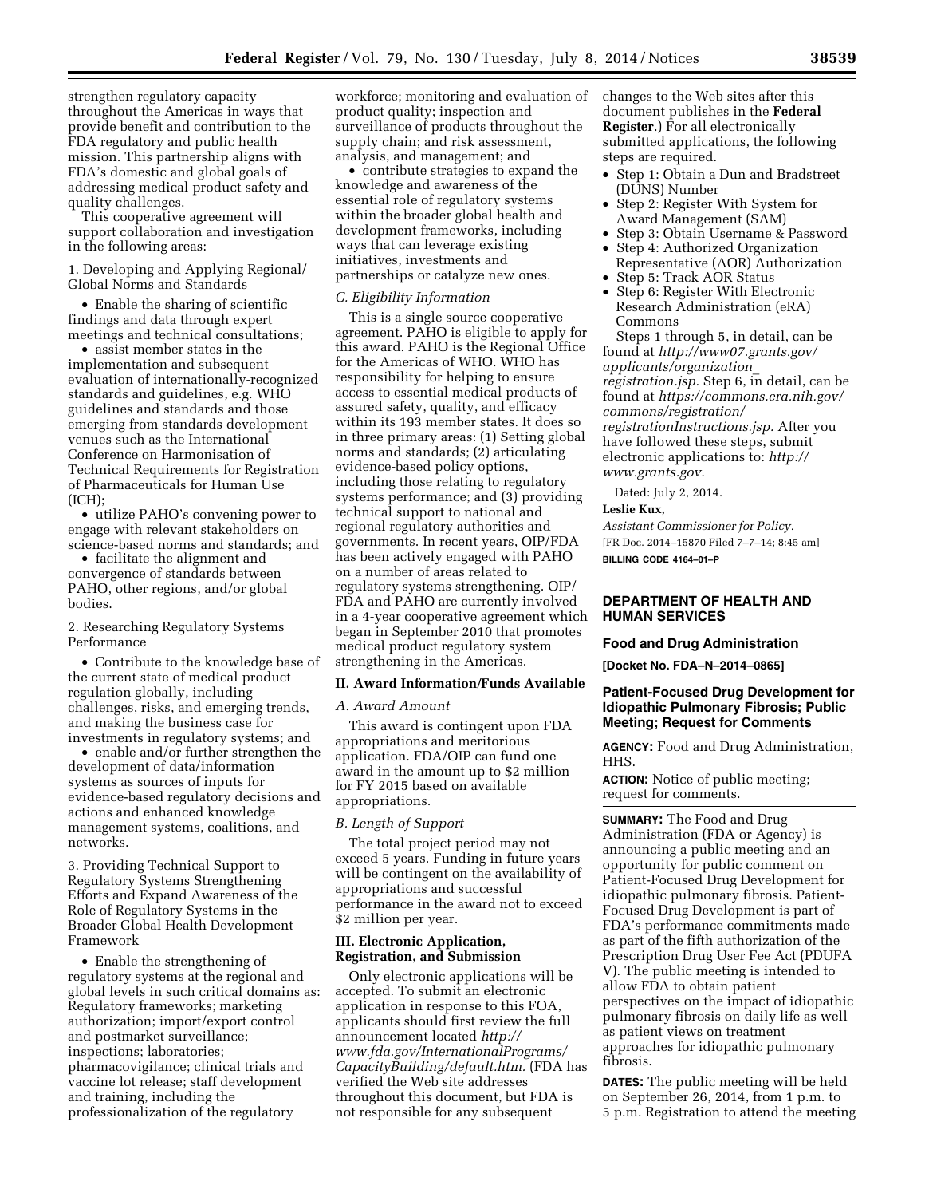strengthen regulatory capacity throughout the Americas in ways that provide benefit and contribution to the FDA regulatory and public health mission. This partnership aligns with FDA's domestic and global goals of addressing medical product safety and quality challenges.

This cooperative agreement will support collaboration and investigation in the following areas:

1. Developing and Applying Regional/Global Norms and Standards

- Enable the sharing of scientific findings and data through expert meetings and technical consultations;
- assist member states in the implementation and subsequent evaluation of internationally-recognized standards and guidelines, e.g. WHO guidelines and standards and those emerging from standards development venues such as the International Conference on Harmonisation of Technical Requirements for Registration of Pharmaceuticals for Human Use (ICH);
- utilize PAHO's convening power to engage with relevant stakeholders on science-based norms and standards; and
- facilitate the alignment and convergence of standards between PAHO, other regions, and/or global bodies.

2. Researching Regulatory Systems Performance

- Contribute to the knowledge base of the current state of medical product regulation globally, including challenges, risks, and emerging trends, and making the business case for investments in regulatory systems; and
- enable and/or further strengthen the development of data/information systems as sources of inputs for evidence-based regulatory decisions and actions and enhanced knowledge management systems, coalitions, and networks.

3. Providing Technical Support to Regulatory Systems Strengthening Efforts and Expand Awareness of the Role of Regulatory Systems in the Broader Global Health Development Framework

- Enable the strengthening of regulatory systems at the regional and global levels in such critical domains as: Regulatory frameworks; marketing authorization; import/export control and postmarket surveillance; inspections; laboratories; pharmacovigilance; clinical trials and vaccine lot release; staff development and training, including the professionalization of the regulatory workforce; monitoring and evaluation of product quality; inspection and surveillance of products throughout the supply chain; and risk assessment, analysis, and management; and
- contribute strategies to expand the knowledge and awareness of the essential role of regulatory systems within the broader global health and development frameworks, including ways that can leverage existing initiatives, investments and partnerships or catalyze new ones.

*C. Eligibility Information*

This is a single source cooperative agreement. PAHO is eligible to apply for this award. PAHO is the Regional Office for the Americas of WHO. WHO has responsibility for helping to ensure access to essential medical products of assured safety, quality, and efficacy within its 193 member states. It does so in three primary areas: (1) Setting global norms and standards; (2) articulating evidence-based policy options, including those relating to regulatory systems performance; and (3) providing technical support to national and regional regulatory authorities and governments. In recent years, OIP/FDA has been actively engaged with PAHO on a number of areas related to regulatory systems strengthening. OIP/FDA and PAHO are currently involved in a 4-year cooperative agreement which began in September 2010 that promotes medical product regulatory system strengthening in the Americas.

## II. Award Information/Funds Available

*A. Award Amount*

This award is contingent upon FDA appropriations and meritorious application. FDA/OIP can fund one award in the amount up to $2 million for FY 2015 based on available appropriations.

*B. Length of Support*

The total project period may not exceed 5 years. Funding in future years will be contingent on the availability of appropriations and successful performance in the award not to exceed $2 million per year.

## III. Electronic Application, Registration, and Submission

Only electronic applications will be accepted. To submit an electronic application in response to this FOA, applicants should first review the full announcement located *http://www.fda.gov/InternationalPrograms/CapacityBuilding/default.htm.* (FDA has verified the Web site addresses throughout this document, but FDA is not responsible for any subsequent changes to the Web sites after this document publishes in the **Federal Register**.) For all electronically submitted applications, the following steps are required.

- Step 1: Obtain a Dun and Bradstreet (DUNS) Number
- Step 2: Register With System for Award Management (SAM)
- Step 3: Obtain Username & Password
- Step 4: Authorized Organization Representative (AOR) Authorization
- Step 5: Track AOR Status
- Step 6: Register With Electronic Research Administration (eRA) Commons

Steps 1 through 5, in detail, can be found at *http://www07.grants.gov/applicants/organization_registration.jsp.* Step 6, in detail, can be found at *https://commons.era.nih.gov/commons/registration/registrationInstructions.jsp.* After you have followed these steps, submit electronic applications to: *http://www.grants.gov.*

Dated: July 2, 2014.

**Leslie Kux,**

*Assistant Commissioner for Policy.*

[FR Doc. 2014–15870 Filed 7–7–14; 8:45 am]

**BILLING CODE 4164–01–P**

---

# DEPARTMENT OF HEALTH AND HUMAN SERVICES

## Food and Drug Administration

**[Docket No. FDA–N–2014–0865]**

## Patient-Focused Drug Development for Idiopathic Pulmonary Fibrosis; Public Meeting; Request for Comments

**AGENCY:** Food and Drug Administration, HHS.

**ACTION:** Notice of public meeting; request for comments.

**SUMMARY:** The Food and Drug Administration (FDA or Agency) is announcing a public meeting and an opportunity for public comment on Patient-Focused Drug Development for idiopathic pulmonary fibrosis. Patient-Focused Drug Development is part of FDA's performance commitments made as part of the fifth authorization of the Prescription Drug User Fee Act (PDUFA V). The public meeting is intended to allow FDA to obtain patient perspectives on the impact of idiopathic pulmonary fibrosis on daily life as well as patient views on treatment approaches for idiopathic pulmonary fibrosis.

**DATES:** The public meeting will be held on September 26, 2014, from 1 p.m. to 5 p.m. Registration to attend the meeting